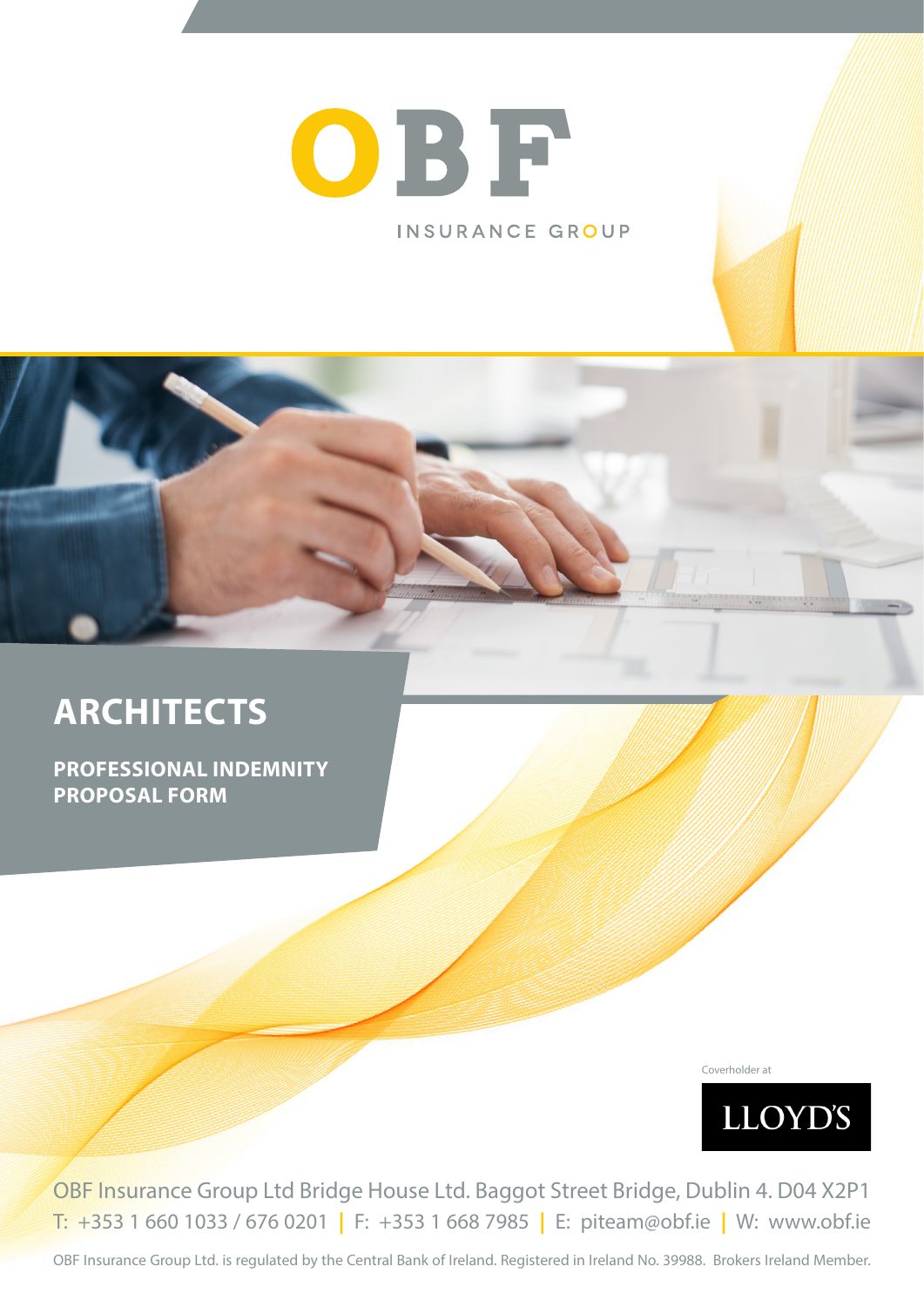OBF

INSURANCE GROUP

# ARCHITECTS

## PROFESSIONAL INDEMNITY PROPOSAL FORM

Coverholder at

LLOYD'S

OBF Insurance Group Ltd Bridge House Ltd. Baggot Street Bridge, Dublin 4. D04 X2P1

T: +353 1 660 1033 / 676 0201 | F: +353 1 668 7985 | E: piteam@obf.ie | W: www.obf.ie

OBF Insurance Group Ltd. is regulated by the Central Bank of Ireland. Registered in Ireland No. 39988. Brokers Ireland Member.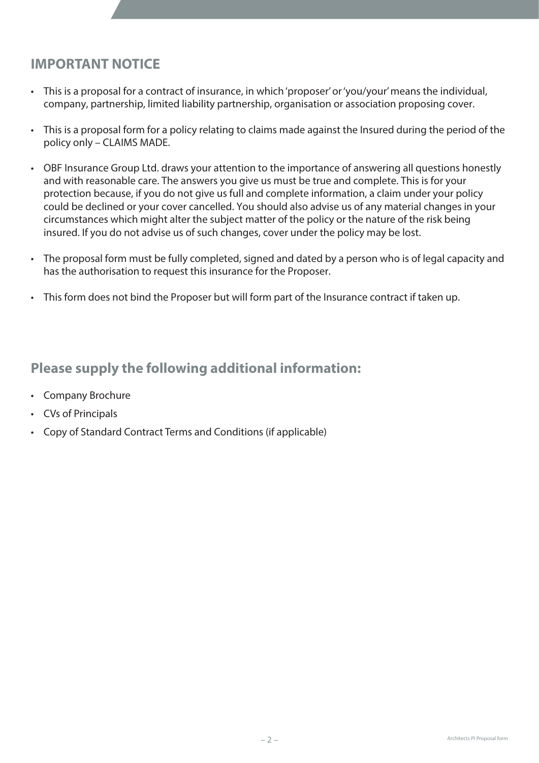## IMPORTANT NOTICE

- This is a proposal for a contract of insurance, in which 'proposer' or 'you/your' means the individual, company, partnership, limited liability partnership, organisation or association proposing cover.
- This is a proposal form for a policy relating to claims made against the Insured during the period of the policy only – CLAIMS MADE.
- OBF Insurance Group Ltd. draws your attention to the importance of answering all questions honestly and with reasonable care. The answers you give us must be true and complete. This is for your protection because, if you do not give us full and complete information, a claim under your policy could be declined or your cover cancelled. You should also advise us of any material changes in your circumstances which might alter the subject matter of the policy or the nature of the risk being insured. If you do not advise us of such changes, cover under the policy may be lost.
- The proposal form must be fully completed, signed and dated by a person who is of legal capacity and has the authorisation to request this insurance for the Proposer.
- This form does not bind the Proposer but will form part of the Insurance contract if taken up.

## Please supply the following additional information:

- Company Brochure
- CVs of Principals
- Copy of Standard Contract Terms and Conditions (if applicable)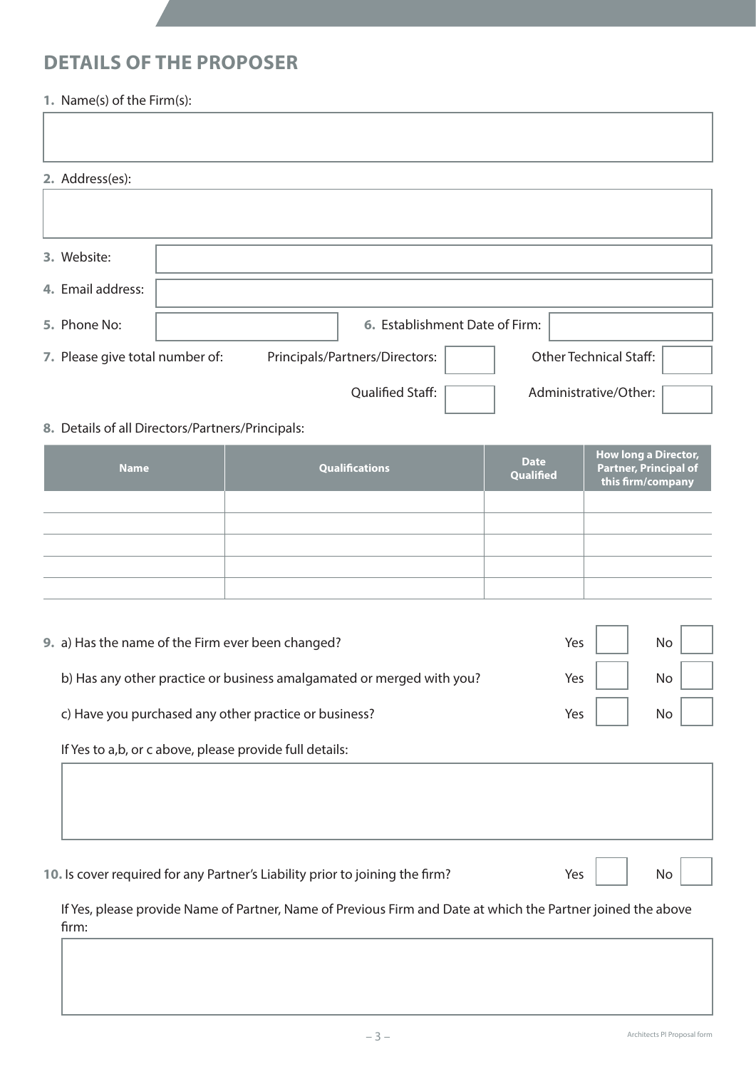## DETAILS OF THE PROPOSER

**1.** Name(s) of the Firm(s):

**2.** Address(es):

**3.** Website:

**4.** Email address:

**5.** Phone No:

**6.** Establishment Date of Firm:

**7.** Please give total number of:

Principals/Partners/Directors:

Other Technical Staff:

Qualified Staff:

Administrative/Other:

**8.** Details of all Directors/Partners/Principals:

| Name | Qualifications | Date Qualified | How long a Director, Partner, Principal of this firm/company |
|---|---|---|---|
| | | | |
| | | | |
| | | | |
| | | | |
| | | | |

**9.** a) Has the name of the Firm ever been changed? Yes ☐ No ☐

b) Has any other practice or business amalgamated or merged with you? Yes ☐ No ☐

c) Have you purchased any other practice or business? Yes ☐ No ☐

If Yes to a,b, or c above, please provide full details:

**10.** Is cover required for any Partner's Liability prior to joining the firm? Yes ☐ No ☐

If Yes, please provide Name of Partner, Name of Previous Firm and Date at which the Partner joined the above firm: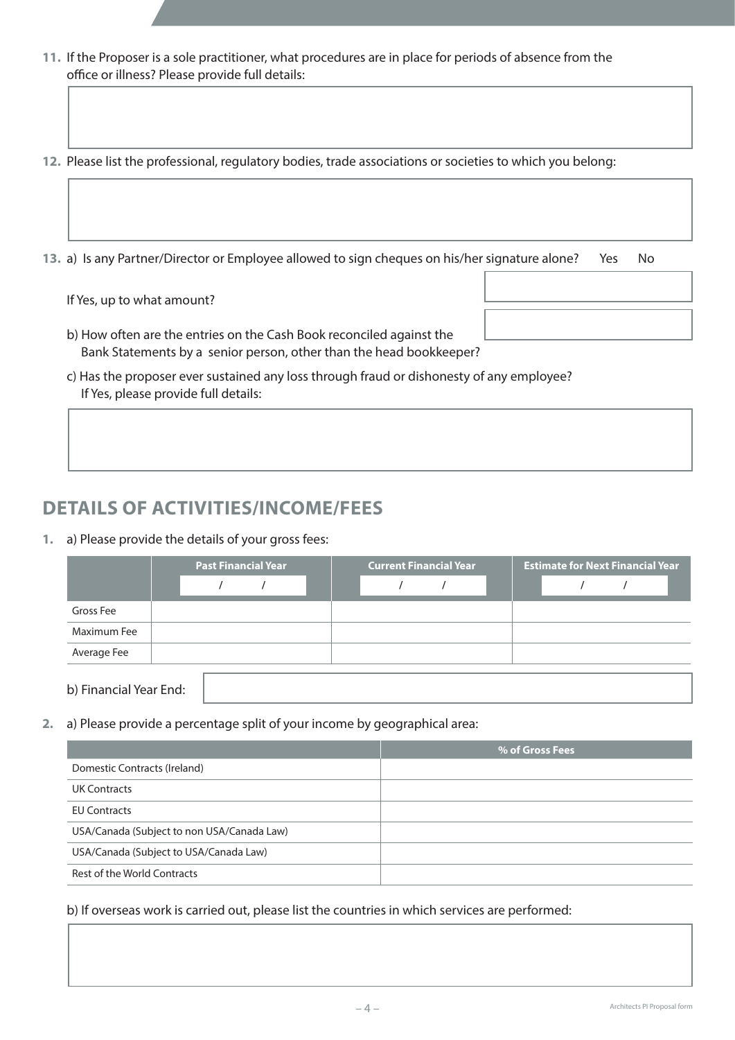11. If the Proposer is a sole practitioner, what procedures are in place for periods of absence from the office or illness? Please provide full details:

12. Please list the professional, regulatory bodies, trade associations or societies to which you belong:

13. a) Is any Partner/Director or Employee allowed to sign cheques on his/her signature alone? Yes No

If Yes, up to what amount?

b) How often are the entries on the Cash Book reconciled against the Bank Statements by a senior person, other than the head bookkeeper?

c) Has the proposer ever sustained any loss through fraud or dishonesty of any employee? If Yes, please provide full details:

## DETAILS OF ACTIVITIES/INCOME/FEES

1. a) Please provide the details of your gross fees:

| | Past Financial Year | Current Financial Year | Estimate for Next Financial Year |
|---|---|---|---|
| | / / | / / | / / |
| Gross Fee | | | |
| Maximum Fee | | | |
| Average Fee | | | |

b) Financial Year End:

2. a) Please provide a percentage split of your income by geographical area:

| | % of Gross Fees |
|---|---|
| Domestic Contracts (Ireland) | |
| UK Contracts | |
| EU Contracts | |
| USA/Canada (Subject to non USA/Canada Law) | |
| USA/Canada (Subject to USA/Canada Law) | |
| Rest of the World Contracts | |

b) If overseas work is carried out, please list the countries in which services are performed: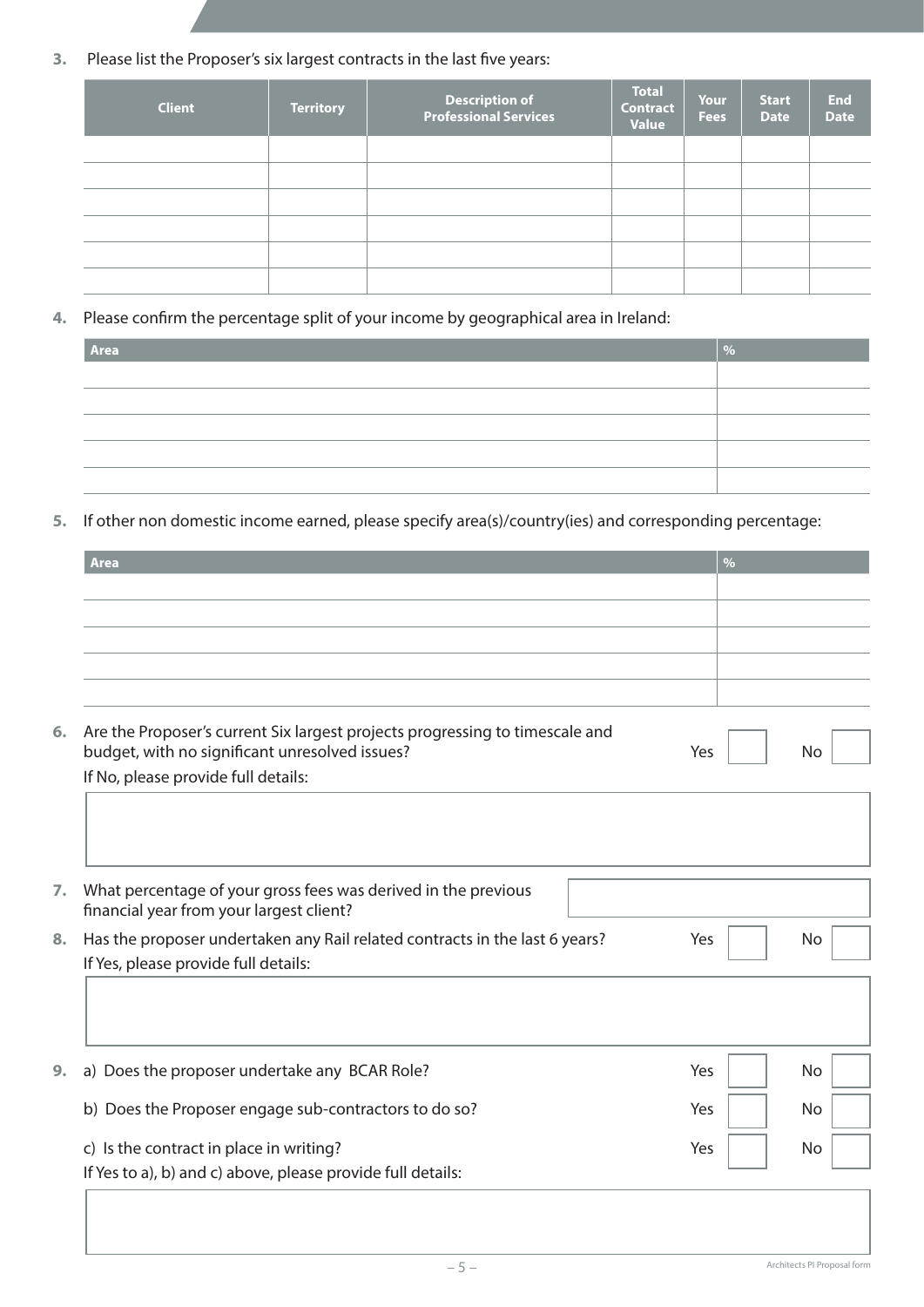3. Please list the Proposer's six largest contracts in the last five years:

| Client | Territory | Description of Professional Services | Total Contract Value | Your Fees | Start Date | End Date |
|---|---|---|---|---|---|---|
| | | | | | | |
| | | | | | | |
| | | | | | | |
| | | | | | | |
| | | | | | | |
| | | | | | | |

4. Please confirm the percentage split of your income by geographical area in Ireland:

| Area | % |
|---|---|
| | |
| | |
| | |
| | |
| | |

5. If other non domestic income earned, please specify area(s)/country(ies) and corresponding percentage:

| Area | % |
|---|---|
| | |
| | |
| | |
| | |
| | |

6. Are the Proposer's current Six largest projects progressing to timescale and budget, with no significant unresolved issues? Yes ☐ No ☐

If No, please provide full details:

7. What percentage of your gross fees was derived in the previous financial year from your largest client?

8. Has the proposer undertaken any Rail related contracts in the last 6 years? Yes ☐ No ☐

If Yes, please provide full details:

9. a) Does the proposer undertake any BCAR Role? Yes ☐ No ☐

b) Does the Proposer engage sub-contractors to do so? Yes ☐ No ☐

c) Is the contract in place in writing? Yes ☐ No ☐

If Yes to a), b) and c) above, please provide full details: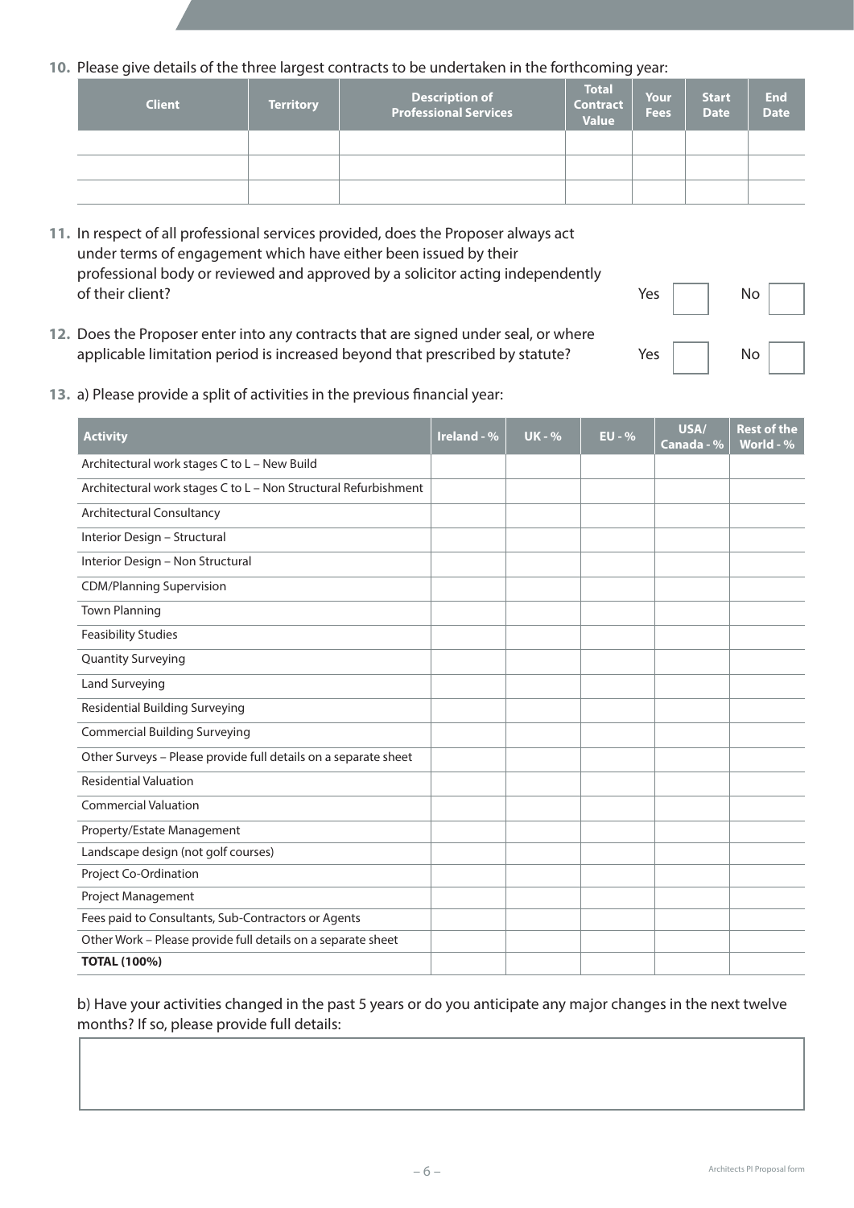**10.** Please give details of the three largest contracts to be undertaken in the forthcoming year:

| Client | Territory | Description of Professional Services | Total Contract Value | Your Fees | Start Date | End Date |
|---|---|---|---|---|---|---|
| | | | | | | |
| | | | | | | |
| | | | | | | |

**11.** In respect of all professional services provided, does the Proposer always act under terms of engagement which have either been issued by their professional body or reviewed and approved by a solicitor acting independently of their client? Yes ☐ No ☐

**12.** Does the Proposer enter into any contracts that are signed under seal, or where applicable limitation period is increased beyond that prescribed by statute? Yes ☐ No ☐

**13.** a) Please provide a split of activities in the previous financial year:

| Activity | Ireland - % | UK - % | EU - % | USA/ Canada - % | Rest of the World - % |
|---|---|---|---|---|---|
| Architectural work stages C to L – New Build | | | | | |
| Architectural work stages C to L – Non Structural Refurbishment | | | | | |
| Architectural Consultancy | | | | | |
| Interior Design – Structural | | | | | |
| Interior Design – Non Structural | | | | | |
| CDM/Planning Supervision | | | | | |
| Town Planning | | | | | |
| Feasibility Studies | | | | | |
| Quantity Surveying | | | | | |
| Land Surveying | | | | | |
| Residential Building Surveying | | | | | |
| Commercial Building Surveying | | | | | |
| Other Surveys – Please provide full details on a separate sheet | | | | | |
| Residential Valuation | | | | | |
| Commercial Valuation | | | | | |
| Property/Estate Management | | | | | |
| Landscape design (not golf courses) | | | | | |
| Project Co-Ordination | | | | | |
| Project Management | | | | | |
| Fees paid to Consultants, Sub-Contractors or Agents | | | | | |
| Other Work – Please provide full details on a separate sheet | | | | | |
| **TOTAL (100%)** | | | | | |

b) Have your activities changed in the past 5 years or do you anticipate any major changes in the next twelve months? If so, please provide full details: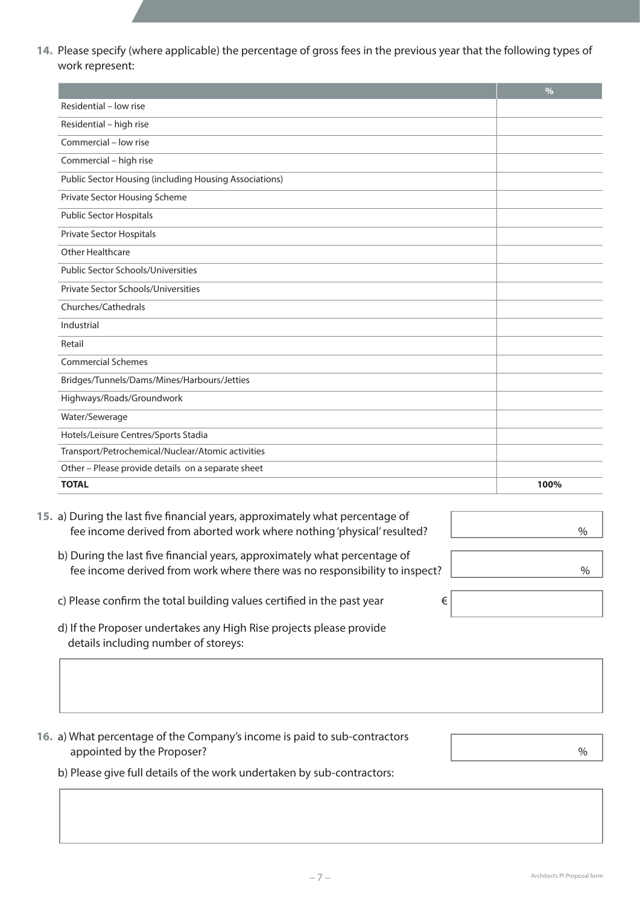14. Please specify (where applicable) the percentage of gross fees in the previous year that the following types of work represent:

| | % |
|---|---|
| Residential – low rise | |
| Residential – high rise | |
| Commercial – low rise | |
| Commercial – high rise | |
| Public Sector Housing (including Housing Associations) | |
| Private Sector Housing Scheme | |
| Public Sector Hospitals | |
| Private Sector Hospitals | |
| Other Healthcare | |
| Public Sector Schools/Universities | |
| Private Sector Schools/Universities | |
| Churches/Cathedrals | |
| Industrial | |
| Retail | |
| Commercial Schemes | |
| Bridges/Tunnels/Dams/Mines/Harbours/Jetties | |
| Highways/Roads/Groundwork | |
| Water/Sewerage | |
| Hotels/Leisure Centres/Sports Stadia | |
| Transport/Petrochemical/Nuclear/Atomic activities | |
| Other – Please provide details on a separate sheet | |
| **TOTAL** | **100%** |

15. a) During the last five financial years, approximately what percentage of fee income derived from aborted work where nothing 'physical' resulted? %

b) During the last five financial years, approximately what percentage of fee income derived from work where there was no responsibility to inspect? %

c) Please confirm the total building values certified in the past year €

d) If the Proposer undertakes any High Rise projects please provide details including number of storeys:

16. a) What percentage of the Company's income is paid to sub-contractors appointed by the Proposer? %

b) Please give full details of the work undertaken by sub-contractors: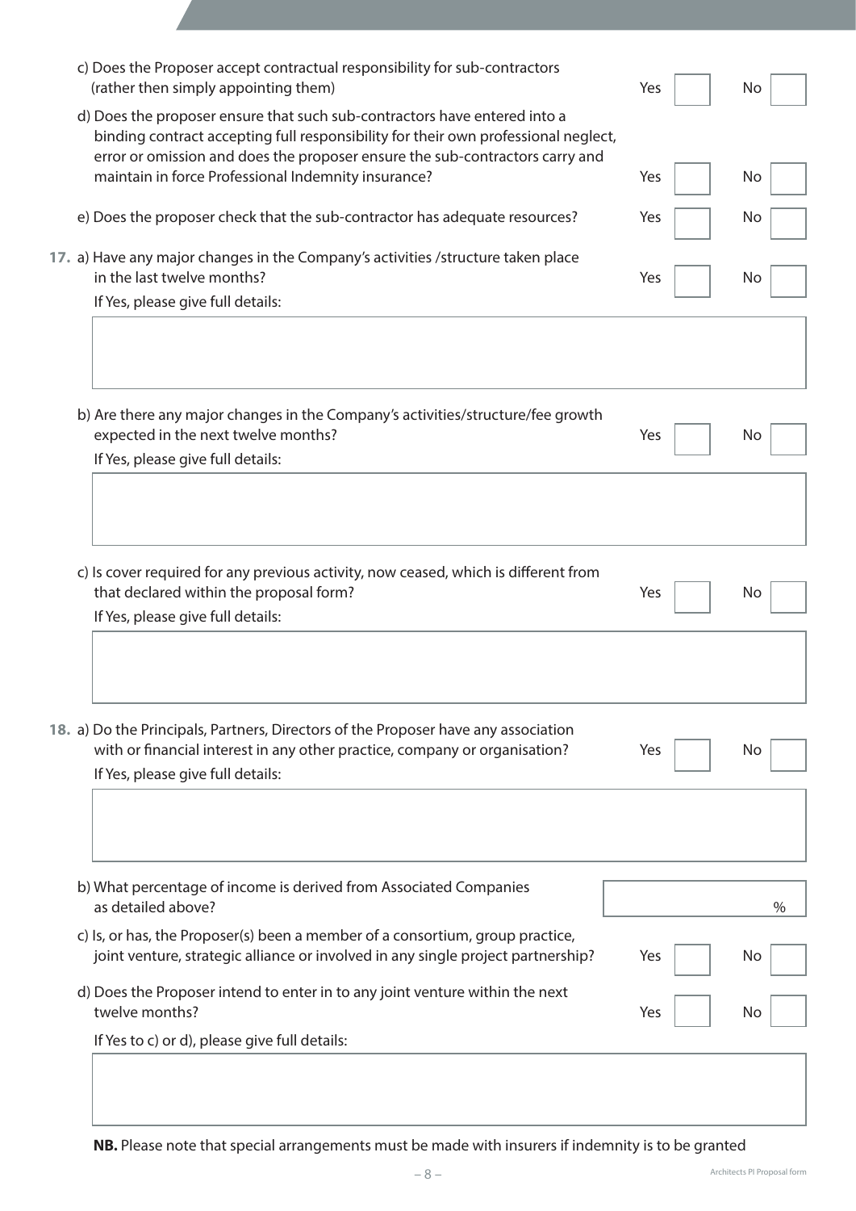c) Does the Proposer accept contractual responsibility for sub-contractors (rather then simply appointing them) Yes ☐ No ☐

d) Does the proposer ensure that such sub-contractors have entered into a binding contract accepting full responsibility for their own professional neglect, error or omission and does the proposer ensure the sub-contractors carry and maintain in force Professional Indemnity insurance? Yes ☐ No ☐

e) Does the proposer check that the sub-contractor has adequate resources? Yes ☐ No ☐

**17.** a) Have any major changes in the Company's activities /structure taken place in the last twelve months? Yes ☐ No ☐

If Yes, please give full details:

&nbsp;

b) Are there any major changes in the Company's activities/structure/fee growth expected in the next twelve months? Yes ☐ No ☐

If Yes, please give full details:

&nbsp;

c) Is cover required for any previous activity, now ceased, which is different from that declared within the proposal form? Yes ☐ No ☐

If Yes, please give full details:

&nbsp;

**18.** a) Do the Principals, Partners, Directors of the Proposer have any association with or financial interest in any other practice, company or organisation? Yes ☐ No ☐

If Yes, please give full details:

&nbsp;

b) What percentage of income is derived from Associated Companies as detailed above? ______ %

c) Is, or has, the Proposer(s) been a member of a consortium, group practice, joint venture, strategic alliance or involved in any single project partnership? Yes ☐ No ☐

d) Does the Proposer intend to enter in to any joint venture within the next twelve months? Yes ☐ No ☐

If Yes to c) or d), please give full details:

&nbsp;

**NB.** Please note that special arrangements must be made with insurers if indemnity is to be granted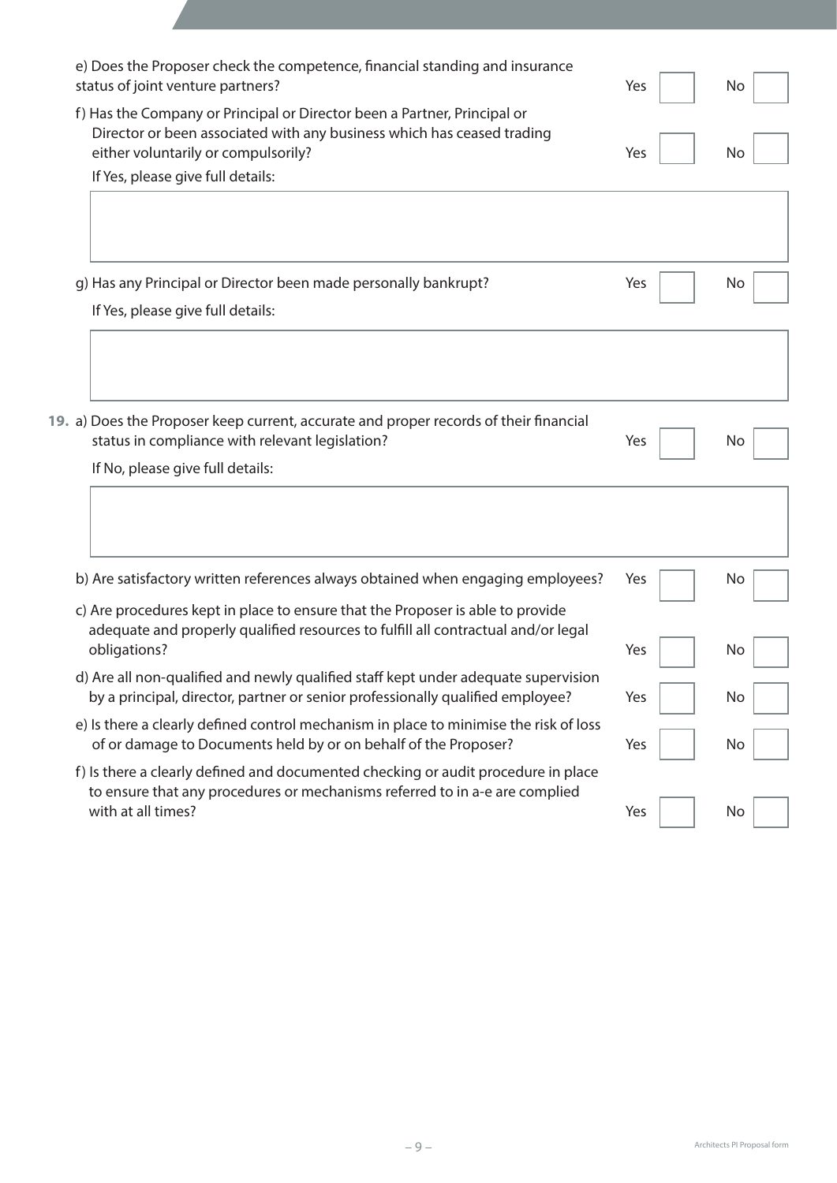e) Does the Proposer check the competence, financial standing and insurance status of joint venture partners? Yes ☐ No ☐

f) Has the Company or Principal or Director been a Partner, Principal or Director or been associated with any business which has ceased trading either voluntarily or compulsorily? Yes ☐ No ☐

If Yes, please give full details:

g) Has any Principal or Director been made personally bankrupt? Yes ☐ No ☐

If Yes, please give full details:

**19.** a) Does the Proposer keep current, accurate and proper records of their financial status in compliance with relevant legislation? Yes ☐ No ☐

If No, please give full details:

b) Are satisfactory written references always obtained when engaging employees? Yes ☐ No ☐

c) Are procedures kept in place to ensure that the Proposer is able to provide adequate and properly qualified resources to fulfill all contractual and/or legal obligations? Yes ☐ No ☐

d) Are all non-qualified and newly qualified staff kept under adequate supervision by a principal, director, partner or senior professionally qualified employee? Yes ☐ No ☐

e) Is there a clearly defined control mechanism in place to minimise the risk of loss of or damage to Documents held by or on behalf of the Proposer? Yes ☐ No ☐

f) Is there a clearly defined and documented checking or audit procedure in place to ensure that any procedures or mechanisms referred to in a-e are complied with at all times? Yes ☐ No ☐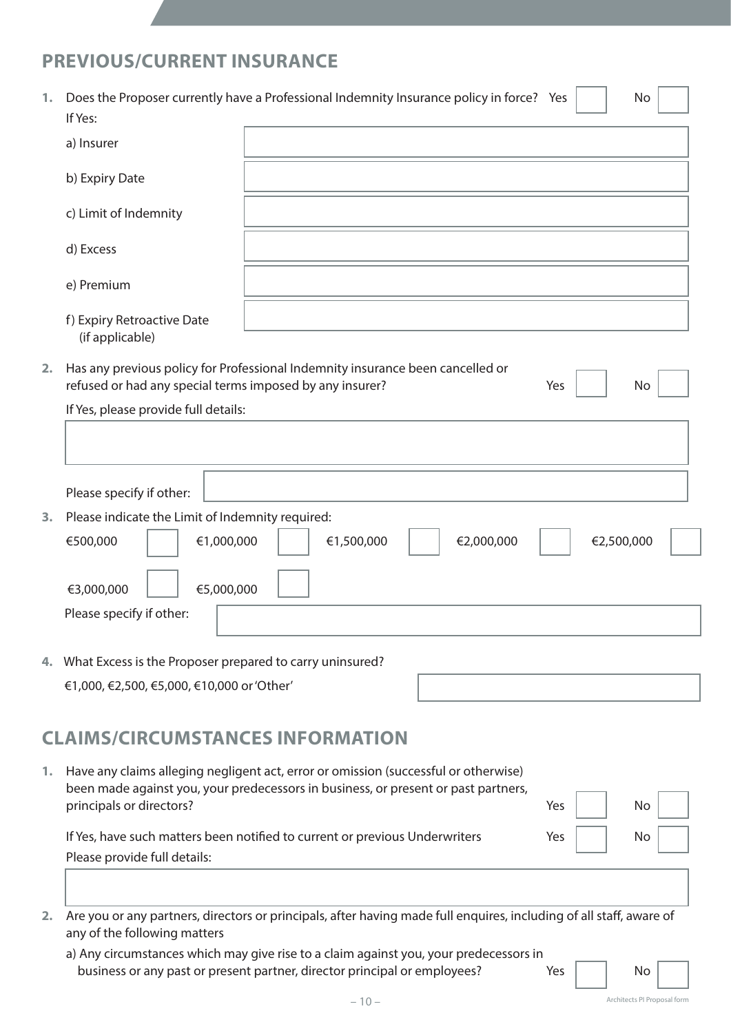## PREVIOUS/CURRENT INSURANCE

1. Does the Proposer currently have a Professional Indemnity Insurance policy in force? Yes ☐ No ☐

   If Yes:

   a) Insurer

   b) Expiry Date

   c) Limit of Indemnity

   d) Excess

   e) Premium

   f) Expiry Retroactive Date (if applicable)

2. Has any previous policy for Professional Indemnity insurance been cancelled or refused or had any special terms imposed by any insurer? Yes ☐ No ☐

   If Yes, please provide full details:

   Please specify if other:

3. Please indicate the Limit of Indemnity required:

   €500,000 ☐ €1,000,000 ☐ €1,500,000 ☐ €2,000,000 ☐ €2,500,000 ☐

   €3,000,000 ☐ €5,000,000 ☐

   Please specify if other:

4. What Excess is the Proposer prepared to carry uninsured?

   €1,000, €2,500, €5,000, €10,000 or 'Other'

## CLAIMS/CIRCUMSTANCES INFORMATION

1. Have any claims alleging negligent act, error or omission (successful or otherwise) been made against you, your predecessors in business, or present or past partners, principals or directors? Yes ☐ No ☐

   If Yes, have such matters been notified to current or previous Underwriters Yes ☐ No ☐

   Please provide full details:

2. Are you or any partners, directors or principals, after having made full enquires, including of all staff, aware of any of the following matters

   a) Any circumstances which may give rise to a claim against you, your predecessors in business or any past or present partner, director principal or employees? Yes ☐ No ☐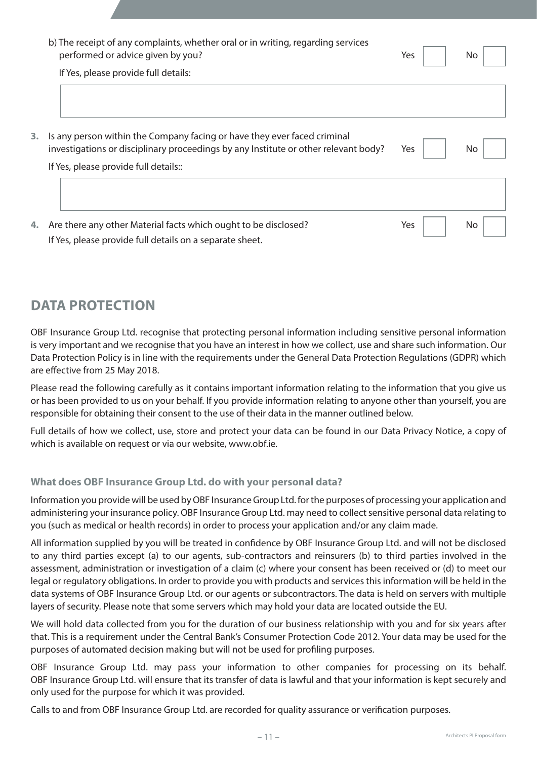b) The receipt of any complaints, whether oral or in writing, regarding services performed or advice given by you? Yes ☐ No ☐

If Yes, please provide full details:

3. Is any person within the Company facing or have they ever faced criminal investigations or disciplinary proceedings by any Institute or other relevant body? Yes ☐ No ☐

If Yes, please provide full details::

4. Are there any other Material facts which ought to be disclosed? Yes ☐ No ☐

If Yes, please provide full details on a separate sheet.

## DATA PROTECTION

OBF Insurance Group Ltd. recognise that protecting personal information including sensitive personal information is very important and we recognise that you have an interest in how we collect, use and share such information. Our Data Protection Policy is in line with the requirements under the General Data Protection Regulations (GDPR) which are effective from 25 May 2018.

Please read the following carefully as it contains important information relating to the information that you give us or has been provided to us on your behalf. If you provide information relating to anyone other than yourself, you are responsible for obtaining their consent to the use of their data in the manner outlined below.

Full details of how we collect, use, store and protect your data can be found in our Data Privacy Notice, a copy of which is available on request or via our website, www.obf.ie.

### What does OBF Insurance Group Ltd. do with your personal data?

Information you provide will be used by OBF Insurance Group Ltd. for the purposes of processing your application and administering your insurance policy. OBF Insurance Group Ltd. may need to collect sensitive personal data relating to you (such as medical or health records) in order to process your application and/or any claim made.

All information supplied by you will be treated in confidence by OBF Insurance Group Ltd. and will not be disclosed to any third parties except (a) to our agents, sub-contractors and reinsurers (b) to third parties involved in the assessment, administration or investigation of a claim (c) where your consent has been received or (d) to meet our legal or regulatory obligations. In order to provide you with products and services this information will be held in the data systems of OBF Insurance Group Ltd. or our agents or subcontractors. The data is held on servers with multiple layers of security. Please note that some servers which may hold your data are located outside the EU.

We will hold data collected from you for the duration of our business relationship with you and for six years after that. This is a requirement under the Central Bank's Consumer Protection Code 2012. Your data may be used for the purposes of automated decision making but will not be used for profiling purposes.

OBF Insurance Group Ltd. may pass your information to other companies for processing on its behalf. OBF Insurance Group Ltd. will ensure that its transfer of data is lawful and that your information is kept securely and only used for the purpose for which it was provided.

Calls to and from OBF Insurance Group Ltd. are recorded for quality assurance or verification purposes.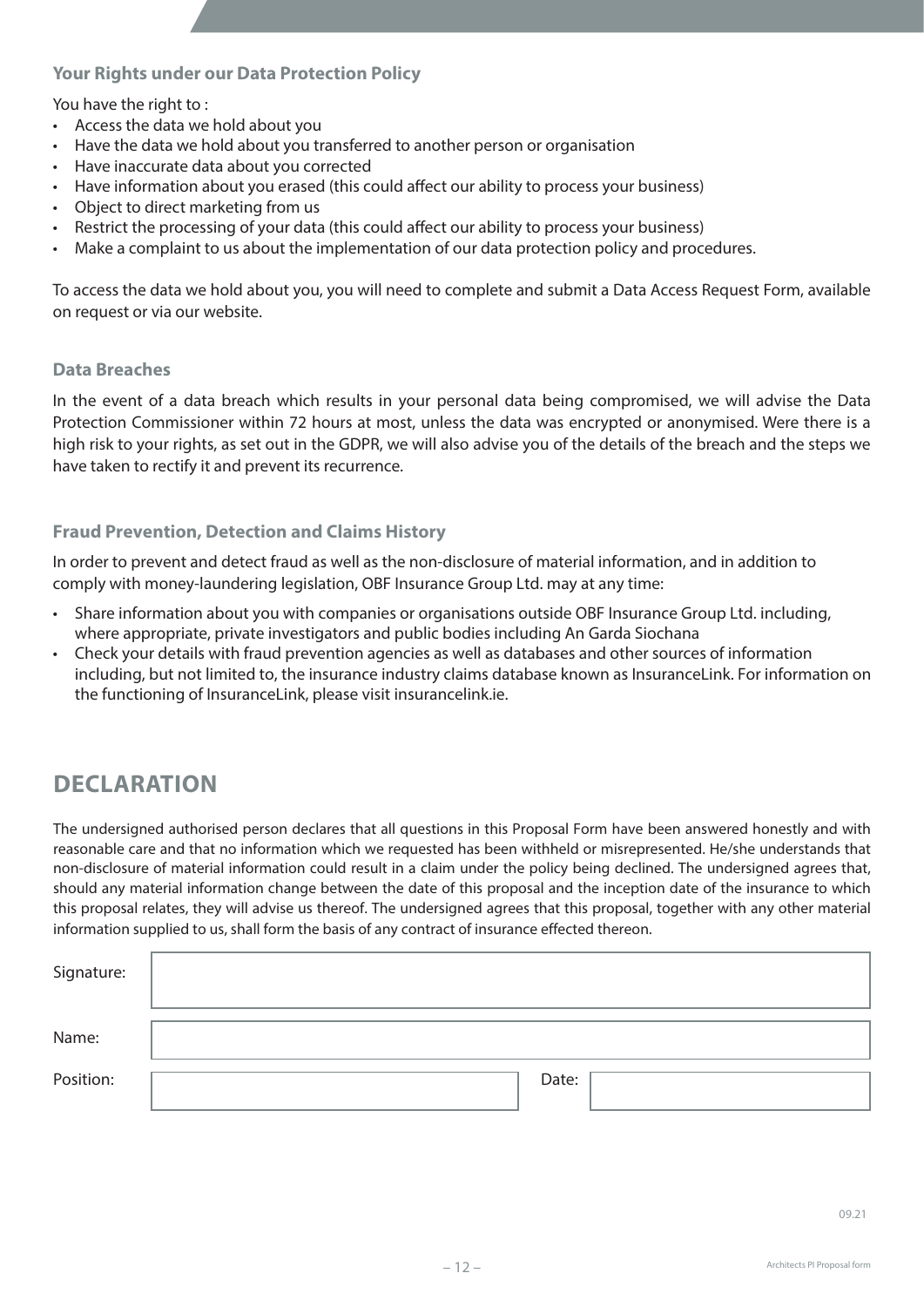### Your Rights under our Data Protection Policy

You have the right to :

- Access the data we hold about you
- Have the data we hold about you transferred to another person or organisation
- Have inaccurate data about you corrected
- Have information about you erased (this could affect our ability to process your business)
- Object to direct marketing from us
- Restrict the processing of your data (this could affect our ability to process your business)
- Make a complaint to us about the implementation of our data protection policy and procedures.

To access the data we hold about you, you will need to complete and submit a Data Access Request Form, available on request or via our website.

### Data Breaches

In the event of a data breach which results in your personal data being compromised, we will advise the Data Protection Commissioner within 72 hours at most, unless the data was encrypted or anonymised. Were there is a high risk to your rights, as set out in the GDPR, we will also advise you of the details of the breach and the steps we have taken to rectify it and prevent its recurrence.

### Fraud Prevention, Detection and Claims History

In order to prevent and detect fraud as well as the non-disclosure of material information, and in addition to comply with money-laundering legislation, OBF Insurance Group Ltd. may at any time:

- Share information about you with companies or organisations outside OBF Insurance Group Ltd. including, where appropriate, private investigators and public bodies including An Garda Siochana
- Check your details with fraud prevention agencies as well as databases and other sources of information including, but not limited to, the insurance industry claims database known as InsuranceLink. For information on the functioning of InsuranceLink, please visit insurancelink.ie.

## DECLARATION

The undersigned authorised person declares that all questions in this Proposal Form have been answered honestly and with reasonable care and that no information which we requested has been withheld or misrepresented. He/she understands that non-disclosure of material information could result in a claim under the policy being declined. The undersigned agrees that, should any material information change between the date of this proposal and the inception date of the insurance to which this proposal relates, they will advise us thereof. The undersigned agrees that this proposal, together with any other material information supplied to us, shall form the basis of any contract of insurance effected thereon.

Signature:

Name:

Position:

Date:

09.21